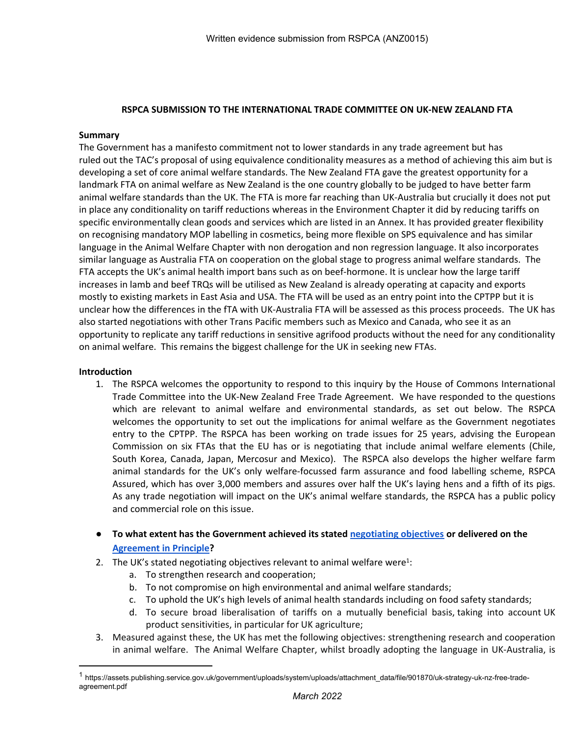Written evidence submission from RSPCA (ANZ0015)

**RSPCA SUBMISSION TO THE INTERNATIONAL TRADE COMMITTEE ON UK-NEW ZEALAND FTA**

**Summary**

The Government has a manifesto commitment not to lower standards in any trade agreement but has ruled out the TAC's proposal of using equivalence conditionality measures as a method of achieving this aim but is developing a set of core animal welfare standards. The New Zealand FTA gave the greatest opportunity for a landmark FTA on animal welfare as New Zealand is the one country globally to be judged to have better farm animal welfare standards than the UK. The FTA is more far reaching than UK-Australia but crucially it does not put in place any conditionality on tariff reductions whereas in the Environment Chapter it did by reducing tariffs on specific environmentally clean goods and services which are listed in an Annex. It has provided greater flexibility on recognising mandatory MOP labelling in cosmetics, being more flexible on SPS equivalence and has similar language in the Animal Welfare Chapter with non derogation and non regression language. It also incorporates similar language as Australia FTA on cooperation on the global stage to progress animal welfare standards. The FTA accepts the UK's animal health import bans such as on beef-hormone. It is unclear how the large tariff increases in lamb and beef TRQs will be utilised as New Zealand is already operating at capacity and exports mostly to existing markets in East Asia and USA. The FTA will be used as an entry point into the CPTPP but it is unclear how the differences in the fTA with UK-Australia FTA will be assessed as this process proceeds. The UK has also started negotiations with other Trans Pacific members such as Mexico and Canada, who see it as an opportunity to replicate any tariff reductions in sensitive agrifood products without the need for any conditionality on animal welfare. This remains the biggest challenge for the UK in seeking new FTAs.

**Introduction**

1. The RSPCA welcomes the opportunity to respond to this inquiry by the House of Commons International Trade Committee into the UK-New Zealand Free Trade Agreement. We have responded to the questions which are relevant to animal welfare and environmental standards, as set out below. The RSPCA welcomes the opportunity to set out the implications for animal welfare as the Government negotiates entry to the CPTPP. The RSPCA has been working on trade issues for 25 years, advising the European Commission on six FTAs that the EU has or is negotiating that include animal welfare elements (Chile, South Korea, Canada, Japan, Mercosur and Mexico). The RSPCA also develops the higher welfare farm animal standards for the UK's only welfare-focussed farm assurance and food labelling scheme, RSPCA Assured, which has over 3,000 members and assures over half the UK's laying hens and a fifth of its pigs. As any trade negotiation will impact on the UK's animal welfare standards, the RSPCA has a public policy and commercial role on this issue.

- **To what extent has the Government achieved its stated [negotiating objectives]() or delivered on the [Agreement in Principle]()?**

2. The UK's stated negotiating objectives relevant to animal welfare were[1]:
   a. To strengthen research and cooperation;
   b. To not compromise on high environmental and animal welfare standards;
   c. To uphold the UK's high levels of animal health standards including on food safety standards;
   d. To secure broad liberalisation of tariffs on a mutually beneficial basis, taking into account UK product sensitivities, in particular for UK agriculture;
3. Measured against these, the UK has met the following objectives: strengthening research and cooperation in animal welfare. The Animal Welfare Chapter, whilst broadly adopting the language in UK-Australia, is

[1] https://assets.publishing.service.gov.uk/government/uploads/system/uploads/attachment_data/file/901870/uk-strategy-uk-nz-free-trade-agreement.pdf

*March 2022*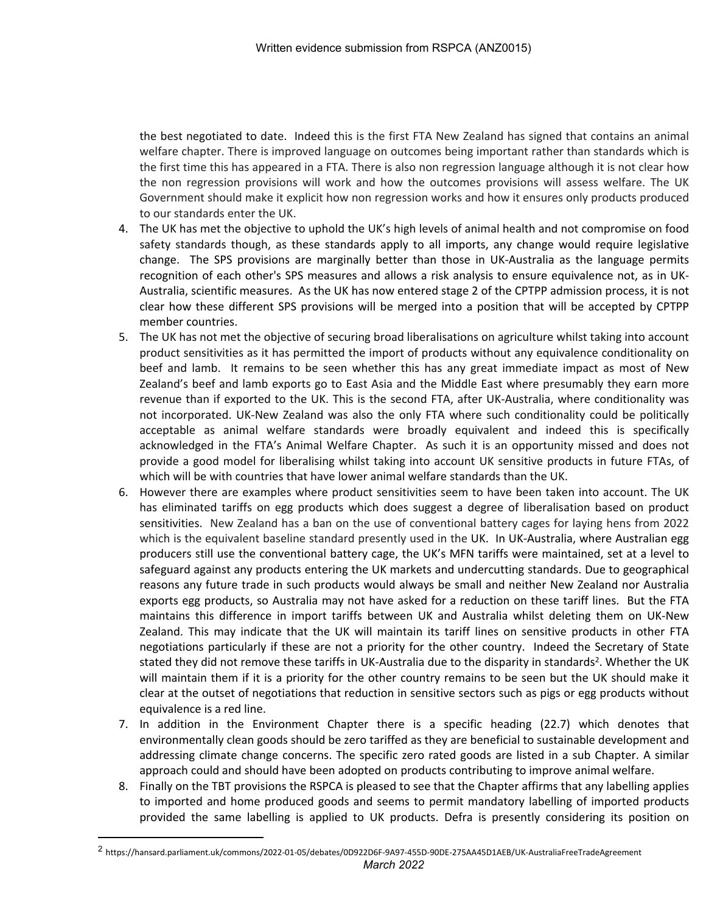the best negotiated to date. Indeed this is the first FTA New Zealand has signed that contains an animal welfare chapter. There is improved language on outcomes being important rather than standards which is the first time this has appeared in a FTA. There is also non regression language although it is not clear how the non regression provisions will work and how the outcomes provisions will assess welfare. The UK Government should make it explicit how non regression works and how it ensures only products produced to our standards enter the UK.

4. The UK has met the objective to uphold the UK's high levels of animal health and not compromise on food safety standards though, as these standards apply to all imports, any change would require legislative change. The SPS provisions are marginally better than those in UK-Australia as the language permits recognition of each other's SPS measures and allows a risk analysis to ensure equivalence not, as in UK-Australia, scientific measures. As the UK has now entered stage 2 of the CPTPP admission process, it is not clear how these different SPS provisions will be merged into a position that will be accepted by CPTPP member countries.
5. The UK has not met the objective of securing broad liberalisations on agriculture whilst taking into account product sensitivities as it has permitted the import of products without any equivalence conditionality on beef and lamb. It remains to be seen whether this has any great immediate impact as most of New Zealand's beef and lamb exports go to East Asia and the Middle East where presumably they earn more revenue than if exported to the UK. This is the second FTA, after UK-Australia, where conditionality was not incorporated. UK-New Zealand was also the only FTA where such conditionality could be politically acceptable as animal welfare standards were broadly equivalent and indeed this is specifically acknowledged in the FTA's Animal Welfare Chapter. As such it is an opportunity missed and does not provide a good model for liberalising whilst taking into account UK sensitive products in future FTAs, of which will be with countries that have lower animal welfare standards than the UK.
6. However there are examples where product sensitivities seem to have been taken into account. The UK has eliminated tariffs on egg products which does suggest a degree of liberalisation based on product sensitivities. New Zealand has a ban on the use of conventional battery cages for laying hens from 2022 which is the equivalent baseline standard presently used in the UK. In UK-Australia, where Australian egg producers still use the conventional battery cage, the UK's MFN tariffs were maintained, set at a level to safeguard against any products entering the UK markets and undercutting standards. Due to geographical reasons any future trade in such products would always be small and neither New Zealand nor Australia exports egg products, so Australia may not have asked for a reduction on these tariff lines. But the FTA maintains this difference in import tariffs between UK and Australia whilst deleting them on UK-New Zealand. This may indicate that the UK will maintain its tariff lines on sensitive products in other FTA negotiations particularly if these are not a priority for the other country. Indeed the Secretary of State stated they did not remove these tariffs in UK-Australia due to the disparity in standards[2]. Whether the UK will maintain them if it is a priority for the other country remains to be seen but the UK should make it clear at the outset of negotiations that reduction in sensitive sectors such as pigs or egg products without equivalence is a red line.
7. In addition in the Environment Chapter there is a specific heading (22.7) which denotes that environmentally clean goods should be zero tariffed as they are beneficial to sustainable development and addressing climate change concerns. The specific zero rated goods are listed in a sub Chapter. A similar approach could and should have been adopted on products contributing to improve animal welfare.
8. Finally on the TBT provisions the RSPCA is pleased to see that the Chapter affirms that any labelling applies to imported and home produced goods and seems to permit mandatory labelling of imported products provided the same labelling is applied to UK products. Defra is presently considering its position on

[2] https://hansard.parliament.uk/commons/2022-01-05/debates/0D922D6F-9A97-455D-90DE-275AA45D1AEB/UK-AustraliaFreeTradeAgreement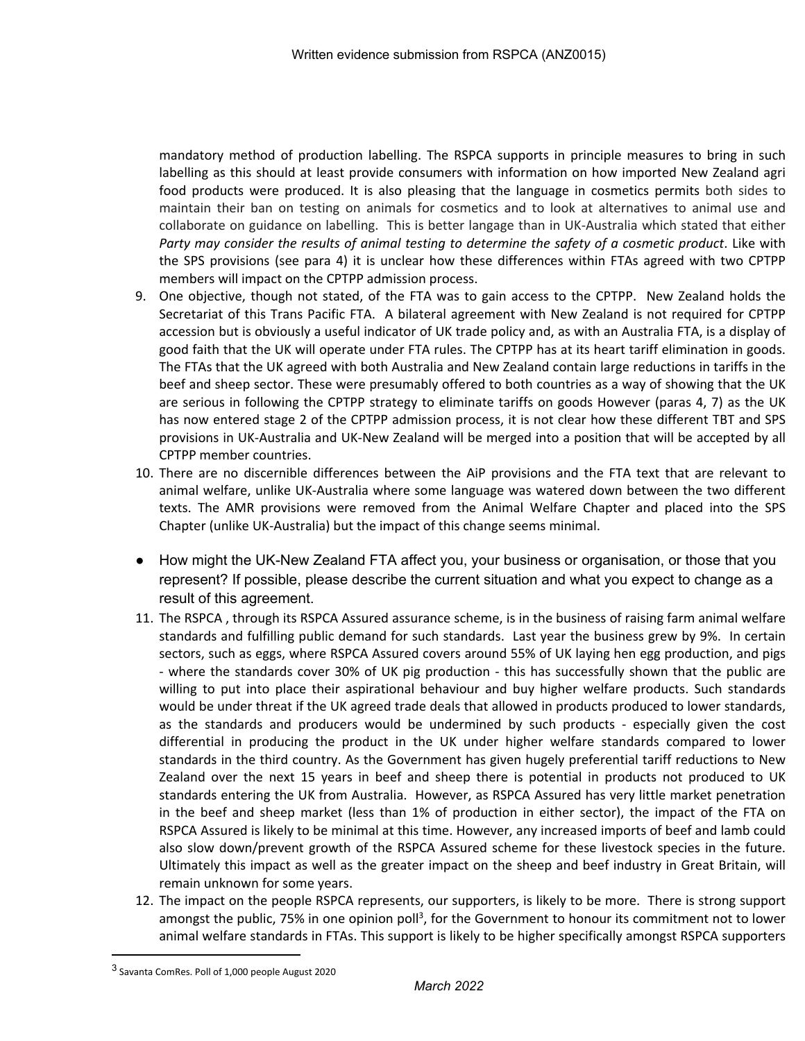mandatory method of production labelling. The RSPCA supports in principle measures to bring in such labelling as this should at least provide consumers with information on how imported New Zealand agri food products were produced. It is also pleasing that the language in cosmetics permits both sides to maintain their ban on testing on animals for cosmetics and to look at alternatives to animal use and collaborate on guidance on labelling. This is better langage than in UK-Australia which stated that either *Party may consider the results of animal testing to determine the safety of a cosmetic product*. Like with the SPS provisions (see para 4) it is unclear how these differences within FTAs agreed with two CPTPP members will impact on the CPTPP admission process.

9. One objective, though not stated, of the FTA was to gain access to the CPTPP. New Zealand holds the Secretariat of this Trans Pacific FTA. A bilateral agreement with New Zealand is not required for CPTPP accession but is obviously a useful indicator of UK trade policy and, as with an Australia FTA, is a display of good faith that the UK will operate under FTA rules. The CPTPP has at its heart tariff elimination in goods. The FTAs that the UK agreed with both Australia and New Zealand contain large reductions in tariffs in the beef and sheep sector. These were presumably offered to both countries as a way of showing that the UK are serious in following the CPTPP strategy to eliminate tariffs on goods However (paras 4, 7) as the UK has now entered stage 2 of the CPTPP admission process, it is not clear how these different TBT and SPS provisions in UK-Australia and UK-New Zealand will be merged into a position that will be accepted by all CPTPP member countries.
10. There are no discernible differences between the AiP provisions and the FTA text that are relevant to animal welfare, unlike UK-Australia where some language was watered down between the two different texts. The AMR provisions were removed from the Animal Welfare Chapter and placed into the SPS Chapter (unlike UK-Australia) but the impact of this change seems minimal.

- How might the UK-New Zealand FTA affect you, your business or organisation, or those that you represent? If possible, please describe the current situation and what you expect to change as a result of this agreement.

11. The RSPCA , through its RSPCA Assured assurance scheme, is in the business of raising farm animal welfare standards and fulfilling public demand for such standards. Last year the business grew by 9%. In certain sectors, such as eggs, where RSPCA Assured covers around 55% of UK laying hen egg production, and pigs - where the standards cover 30% of UK pig production - this has successfully shown that the public are willing to put into place their aspirational behaviour and buy higher welfare products. Such standards would be under threat if the UK agreed trade deals that allowed in products produced to lower standards, as the standards and producers would be undermined by such products - especially given the cost differential in producing the product in the UK under higher welfare standards compared to lower standards in the third country. As the Government has given hugely preferential tariff reductions to New Zealand over the next 15 years in beef and sheep there is potential in products not produced to UK standards entering the UK from Australia. However, as RSPCA Assured has very little market penetration in the beef and sheep market (less than 1% of production in either sector), the impact of the FTA on RSPCA Assured is likely to be minimal at this time. However, any increased imports of beef and lamb could also slow down/prevent growth of the RSPCA Assured scheme for these livestock species in the future. Ultimately this impact as well as the greater impact on the sheep and beef industry in Great Britain, will remain unknown for some years.
12. The impact on the people RSPCA represents, our supporters, is likely to be more. There is strong support amongst the public, 75% in one opinion poll[3], for the Government to honour its commitment not to lower animal welfare standards in FTAs. This support is likely to be higher specifically amongst RSPCA supporters

[3] Savanta ComRes. Poll of 1,000 people August 2020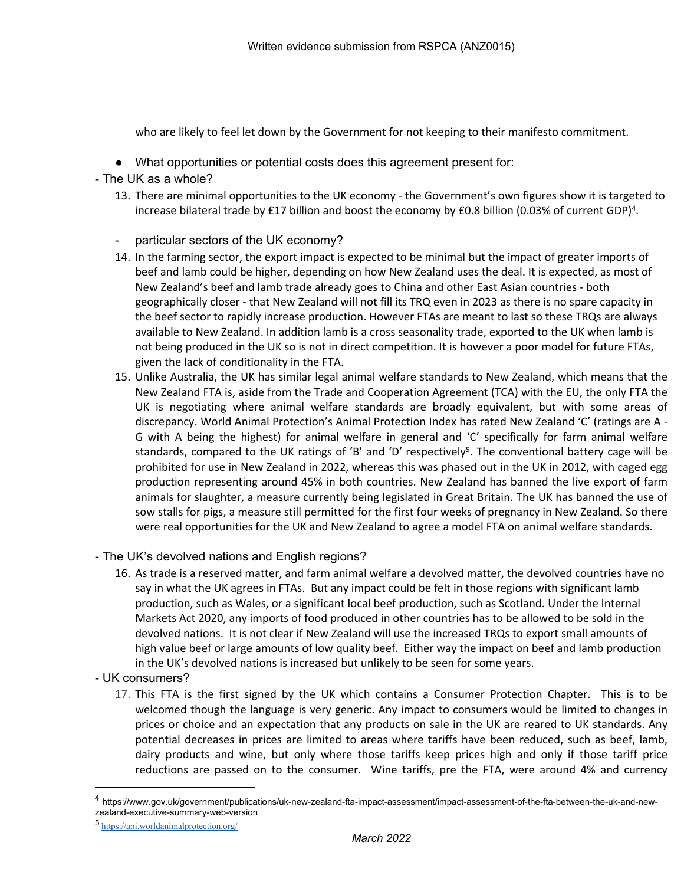who are likely to feel let down by the Government for not keeping to their manifesto commitment.

- What opportunities or potential costs does this agreement present for:

- The UK as a whole?

13. There are minimal opportunities to the UK economy - the Government's own figures show it is targeted to increase bilateral trade by £17 billion and boost the economy by £0.8 billion (0.03% of current GDP)[4].

- particular sectors of the UK economy?

14. In the farming sector, the export impact is expected to be minimal but the impact of greater imports of beef and lamb could be higher, depending on how New Zealand uses the deal. It is expected, as most of New Zealand's beef and lamb trade already goes to China and other East Asian countries - both geographically closer - that New Zealand will not fill its TRQ even in 2023 as there is no spare capacity in the beef sector to rapidly increase production. However FTAs are meant to last so these TRQs are always available to New Zealand. In addition lamb is a cross seasonality trade, exported to the UK when lamb is not being produced in the UK so is not in direct competition. It is however a poor model for future FTAs, given the lack of conditionality in the FTA.
15. Unlike Australia, the UK has similar legal animal welfare standards to New Zealand, which means that the New Zealand FTA is, aside from the Trade and Cooperation Agreement (TCA) with the EU, the only FTA the UK is negotiating where animal welfare standards are broadly equivalent, but with some areas of discrepancy. World Animal Protection's Animal Protection Index has rated New Zealand 'C' (ratings are A - G with A being the highest) for animal welfare in general and 'C' specifically for farm animal welfare standards, compared to the UK ratings of 'B' and 'D' respectively[5]. The conventional battery cage will be prohibited for use in New Zealand in 2022, whereas this was phased out in the UK in 2012, with caged egg production representing around 45% in both countries. New Zealand has banned the live export of farm animals for slaughter, a measure currently being legislated in Great Britain. The UK has banned the use of sow stalls for pigs, a measure still permitted for the first four weeks of pregnancy in New Zealand. So there were real opportunities for the UK and New Zealand to agree a model FTA on animal welfare standards.

- The UK's devolved nations and English regions?

16. As trade is a reserved matter, and farm animal welfare a devolved matter, the devolved countries have no say in what the UK agrees in FTAs. But any impact could be felt in those regions with significant lamb production, such as Wales, or a significant local beef production, such as Scotland. Under the Internal Markets Act 2020, any imports of food produced in other countries has to be allowed to be sold in the devolved nations. It is not clear if New Zealand will use the increased TRQs to export small amounts of high value beef or large amounts of low quality beef. Either way the impact on beef and lamb production in the UK's devolved nations is increased but unlikely to be seen for some years.

- UK consumers?

17. This FTA is the first signed by the UK which contains a Consumer Protection Chapter. This is to be welcomed though the language is very generic. Any impact to consumers would be limited to changes in prices or choice and an expectation that any products on sale in the UK are reared to UK standards. Any potential decreases in prices are limited to areas where tariffs have been reduced, such as beef, lamb, dairy products and wine, but only where those tariffs keep prices high and only if those tariff price reductions are passed on to the consumer. Wine tariffs, pre the FTA, were around 4% and currency

---

[4] https://www.gov.uk/government/publications/uk-new-zealand-fta-impact-assessment/impact-assessment-of-the-fta-between-the-uk-and-new-zealand-executive-summary-web-version

[5] https://api.worldanimalprotection.org/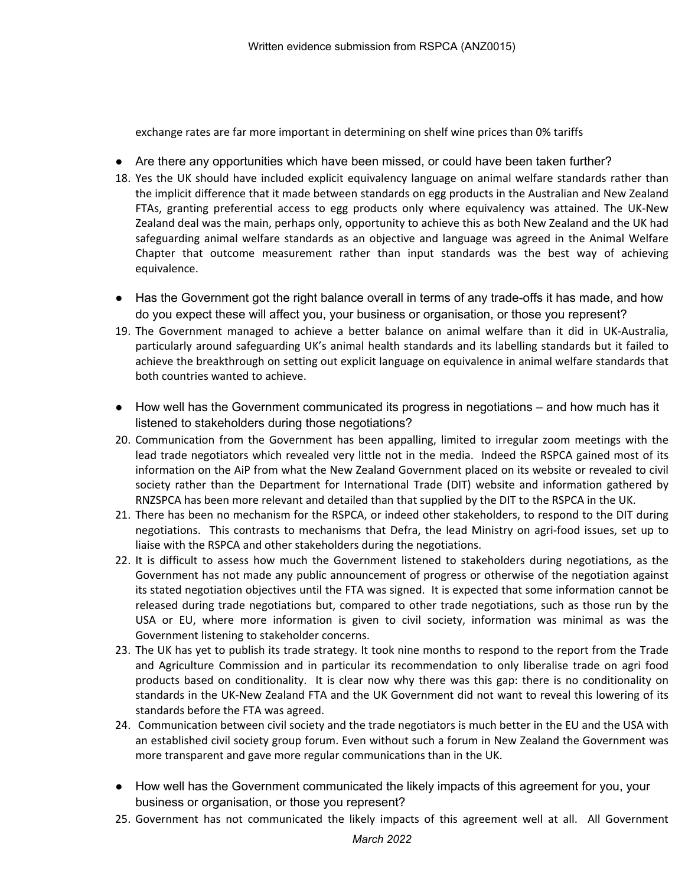exchange rates are far more important in determining on shelf wine prices than 0% tariffs

- Are there any opportunities which have been missed, or could have been taken further?

18. Yes the UK should have included explicit equivalency language on animal welfare standards rather than the implicit difference that it made between standards on egg products in the Australian and New Zealand FTAs, granting preferential access to egg products only where equivalency was attained. The UK-New Zealand deal was the main, perhaps only, opportunity to achieve this as both New Zealand and the UK had safeguarding animal welfare standards as an objective and language was agreed in the Animal Welfare Chapter that outcome measurement rather than input standards was the best way of achieving equivalence.

- Has the Government got the right balance overall in terms of any trade-offs it has made, and how do you expect these will affect you, your business or organisation, or those you represent?

19. The Government managed to achieve a better balance on animal welfare than it did in UK-Australia, particularly around safeguarding UK's animal health standards and its labelling standards but it failed to achieve the breakthrough on setting out explicit language on equivalence in animal welfare standards that both countries wanted to achieve.

- How well has the Government communicated its progress in negotiations – and how much has it listened to stakeholders during those negotiations?

20. Communication from the Government has been appalling, limited to irregular zoom meetings with the lead trade negotiators which revealed very little not in the media. Indeed the RSPCA gained most of its information on the AiP from what the New Zealand Government placed on its website or revealed to civil society rather than the Department for International Trade (DIT) website and information gathered by RNZSPCA has been more relevant and detailed than that supplied by the DIT to the RSPCA in the UK.
21. There has been no mechanism for the RSPCA, or indeed other stakeholders, to respond to the DIT during negotiations. This contrasts to mechanisms that Defra, the lead Ministry on agri-food issues, set up to liaise with the RSPCA and other stakeholders during the negotiations.
22. It is difficult to assess how much the Government listened to stakeholders during negotiations, as the Government has not made any public announcement of progress or otherwise of the negotiation against its stated negotiation objectives until the FTA was signed. It is expected that some information cannot be released during trade negotiations but, compared to other trade negotiations, such as those run by the USA or EU, where more information is given to civil society, information was minimal as was the Government listening to stakeholder concerns.
23. The UK has yet to publish its trade strategy. It took nine months to respond to the report from the Trade and Agriculture Commission and in particular its recommendation to only liberalise trade on agri food products based on conditionality. It is clear now why there was this gap: there is no conditionality on standards in the UK-New Zealand FTA and the UK Government did not want to reveal this lowering of its standards before the FTA was agreed.
24. Communication between civil society and the trade negotiators is much better in the EU and the USA with an established civil society group forum. Even without such a forum in New Zealand the Government was more transparent and gave more regular communications than in the UK.

- How well has the Government communicated the likely impacts of this agreement for you, your business or organisation, or those you represent?

25. Government has not communicated the likely impacts of this agreement well at all. All Government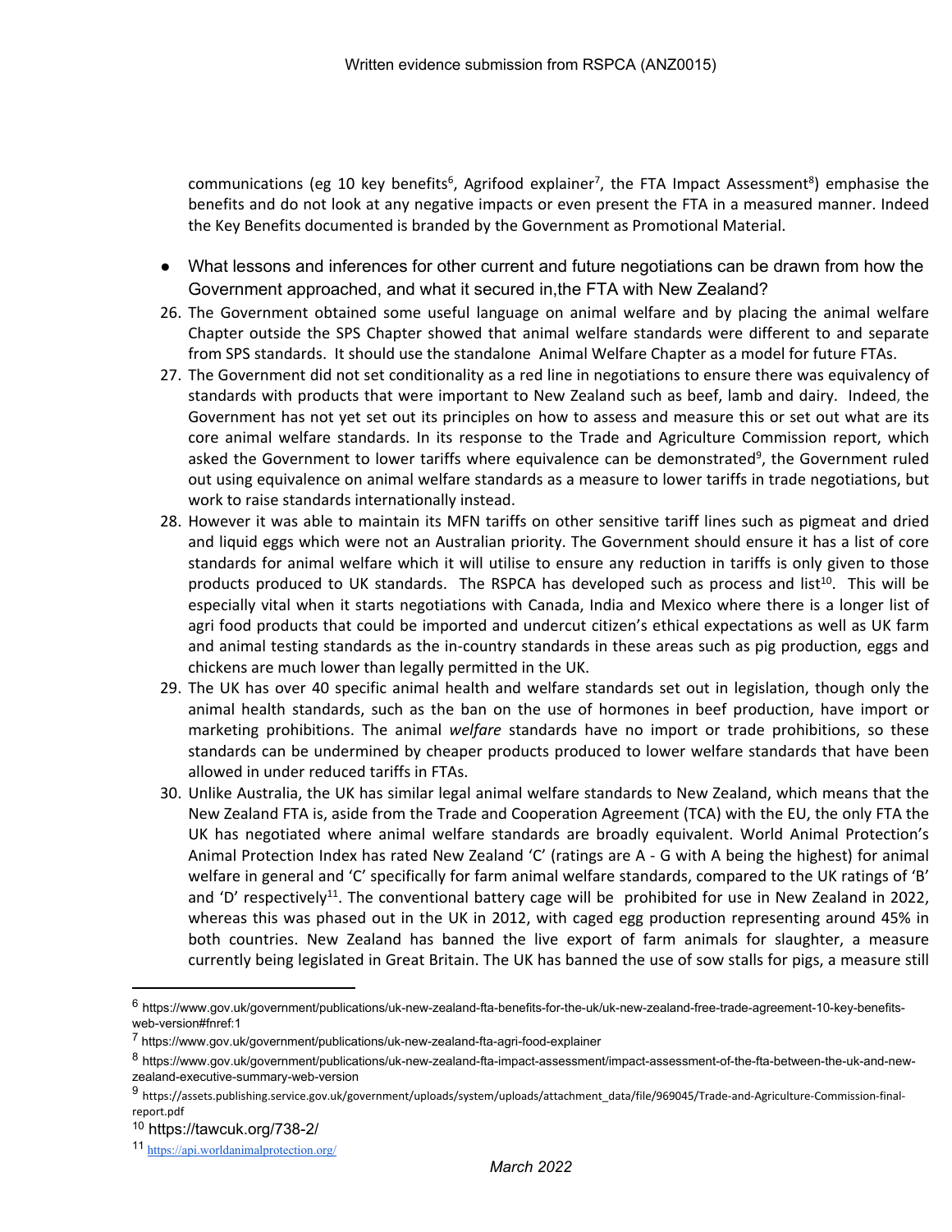communications (eg 10 key benefits[6], Agrifood explainer[7], the FTA Impact Assessment[8]) emphasise the benefits and do not look at any negative impacts or even present the FTA in a measured manner. Indeed the Key Benefits documented is branded by the Government as Promotional Material.

- What lessons and inferences for other current and future negotiations can be drawn from how the Government approached, and what it secured in,the FTA with New Zealand?

26. The Government obtained some useful language on animal welfare and by placing the animal welfare Chapter outside the SPS Chapter showed that animal welfare standards were different to and separate from SPS standards. It should use the standalone Animal Welfare Chapter as a model for future FTAs.
27. The Government did not set conditionality as a red line in negotiations to ensure there was equivalency of standards with products that were important to New Zealand such as beef, lamb and dairy. Indeed, the Government has not yet set out its principles on how to assess and measure this or set out what are its core animal welfare standards. In its response to the Trade and Agriculture Commission report, which asked the Government to lower tariffs where equivalence can be demonstrated[9], the Government ruled out using equivalence on animal welfare standards as a measure to lower tariffs in trade negotiations, but work to raise standards internationally instead.
28. However it was able to maintain its MFN tariffs on other sensitive tariff lines such as pigmeat and dried and liquid eggs which were not an Australian priority. The Government should ensure it has a list of core standards for animal welfare which it will utilise to ensure any reduction in tariffs is only given to those products produced to UK standards. The RSPCA has developed such as process and list[10]. This will be especially vital when it starts negotiations with Canada, India and Mexico where there is a longer list of agri food products that could be imported and undercut citizen's ethical expectations as well as UK farm and animal testing standards as the in-country standards in these areas such as pig production, eggs and chickens are much lower than legally permitted in the UK.
29. The UK has over 40 specific animal health and welfare standards set out in legislation, though only the animal health standards, such as the ban on the use of hormones in beef production, have import or marketing prohibitions. The animal *welfare* standards have no import or trade prohibitions, so these standards can be undermined by cheaper products produced to lower welfare standards that have been allowed in under reduced tariffs in FTAs.
30. Unlike Australia, the UK has similar legal animal welfare standards to New Zealand, which means that the New Zealand FTA is, aside from the Trade and Cooperation Agreement (TCA) with the EU, the only FTA the UK has negotiated where animal welfare standards are broadly equivalent. World Animal Protection's Animal Protection Index has rated New Zealand 'C' (ratings are A - G with A being the highest) for animal welfare in general and 'C' specifically for farm animal welfare standards, compared to the UK ratings of 'B' and 'D' respectively[11]. The conventional battery cage will be prohibited for use in New Zealand in 2022, whereas this was phased out in the UK in 2012, with caged egg production representing around 45% in both countries. New Zealand has banned the live export of farm animals for slaughter, a measure currently being legislated in Great Britain. The UK has banned the use of sow stalls for pigs, a measure still

---

[6] https://www.gov.uk/government/publications/uk-new-zealand-fta-benefits-for-the-uk/uk-new-zealand-free-trade-agreement-10-key-benefits-web-version#fnref:1

[7] https://www.gov.uk/government/publications/uk-new-zealand-fta-agri-food-explainer

[8] https://www.gov.uk/government/publications/uk-new-zealand-fta-impact-assessment/impact-assessment-of-the-fta-between-the-uk-and-new-zealand-executive-summary-web-version

[9] https://assets.publishing.service.gov.uk/government/uploads/system/uploads/attachment_data/file/969045/Trade-and-Agriculture-Commission-final-report.pdf

[10] https://tawcuk.org/738-2/

[11] https://api.worldanimalprotection.org/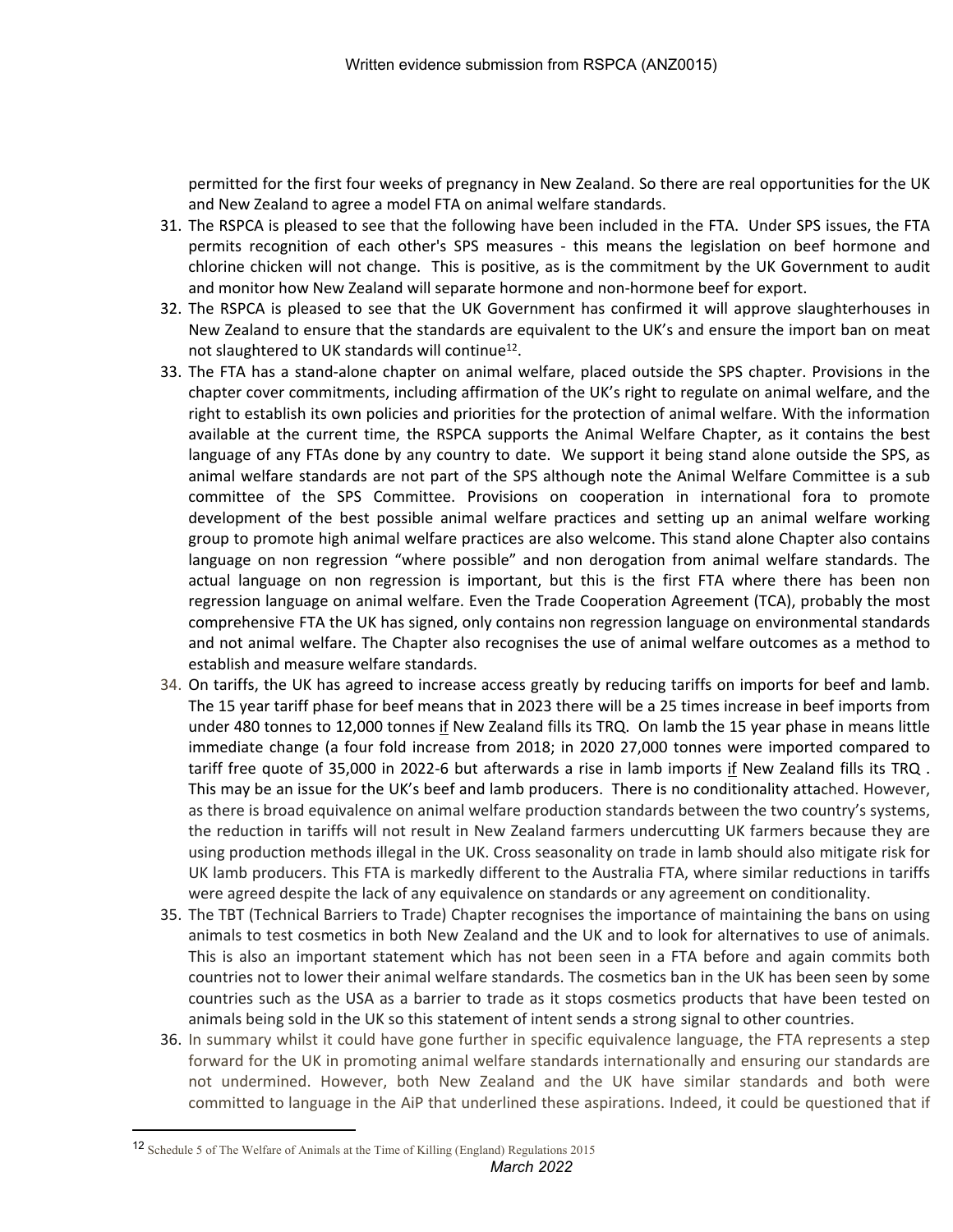permitted for the first four weeks of pregnancy in New Zealand. So there are real opportunities for the UK and New Zealand to agree a model FTA on animal welfare standards.

31. The RSPCA is pleased to see that the following have been included in the FTA. Under SPS issues, the FTA permits recognition of each other's SPS measures - this means the legislation on beef hormone and chlorine chicken will not change. This is positive, as is the commitment by the UK Government to audit and monitor how New Zealand will separate hormone and non-hormone beef for export.
32. The RSPCA is pleased to see that the UK Government has confirmed it will approve slaughterhouses in New Zealand to ensure that the standards are equivalent to the UK's and ensure the import ban on meat not slaughtered to UK standards will continue[12].
33. The FTA has a stand-alone chapter on animal welfare, placed outside the SPS chapter. Provisions in the chapter cover commitments, including affirmation of the UK's right to regulate on animal welfare, and the right to establish its own policies and priorities for the protection of animal welfare. With the information available at the current time, the RSPCA supports the Animal Welfare Chapter, as it contains the best language of any FTAs done by any country to date. We support it being stand alone outside the SPS, as animal welfare standards are not part of the SPS although note the Animal Welfare Committee is a sub committee of the SPS Committee. Provisions on cooperation in international fora to promote development of the best possible animal welfare practices and setting up an animal welfare working group to promote high animal welfare practices are also welcome. This stand alone Chapter also contains language on non regression "where possible" and non derogation from animal welfare standards. The actual language on non regression is important, but this is the first FTA where there has been non regression language on animal welfare. Even the Trade Cooperation Agreement (TCA), probably the most comprehensive FTA the UK has signed, only contains non regression language on environmental standards and not animal welfare. The Chapter also recognises the use of animal welfare outcomes as a method to establish and measure welfare standards.
34. On tariffs, the UK has agreed to increase access greatly by reducing tariffs on imports for beef and lamb. The 15 year tariff phase for beef means that in 2023 there will be a 25 times increase in beef imports from under 480 tonnes to 12,000 tonnes if New Zealand fills its TRQ. On lamb the 15 year phase in means little immediate change (a four fold increase from 2018; in 2020 27,000 tonnes were imported compared to tariff free quote of 35,000 in 2022-6 but afterwards a rise in lamb imports if New Zealand fills its TRQ . This may be an issue for the UK's beef and lamb producers. There is no conditionality attached. However, as there is broad equivalence on animal welfare production standards between the two country's systems, the reduction in tariffs will not result in New Zealand farmers undercutting UK farmers because they are using production methods illegal in the UK. Cross seasonality on trade in lamb should also mitigate risk for UK lamb producers. This FTA is markedly different to the Australia FTA, where similar reductions in tariffs were agreed despite the lack of any equivalence on standards or any agreement on conditionality.
35. The TBT (Technical Barriers to Trade) Chapter recognises the importance of maintaining the bans on using animals to test cosmetics in both New Zealand and the UK and to look for alternatives to use of animals. This is also an important statement which has not been seen in a FTA before and again commits both countries not to lower their animal welfare standards. The cosmetics ban in the UK has been seen by some countries such as the USA as a barrier to trade as it stops cosmetics products that have been tested on animals being sold in the UK so this statement of intent sends a strong signal to other countries.
36. In summary whilst it could have gone further in specific equivalence language, the FTA represents a step forward for the UK in promoting animal welfare standards internationally and ensuring our standards are not undermined. However, both New Zealand and the UK have similar standards and both were committed to language in the AiP that underlined these aspirations. Indeed, it could be questioned that if

[12] Schedule 5 of The Welfare of Animals at the Time of Killing (England) Regulations 2015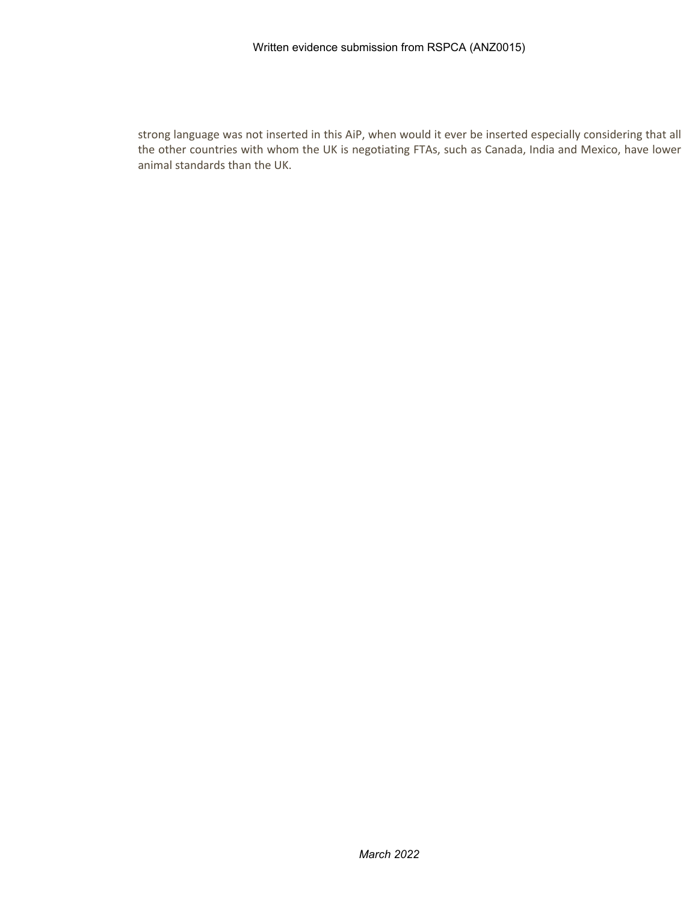strong language was not inserted in this AiP, when would it ever be inserted especially considering that all the other countries with whom the UK is negotiating FTAs, such as Canada, India and Mexico, have lower animal standards than the UK.

*March 2022*